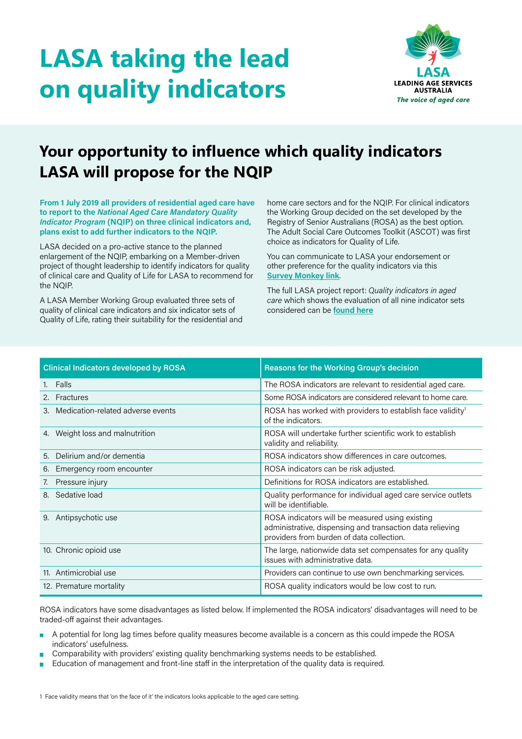# LASA taking the lead on quality indicators

LASA
LEADING AGE SERVICES AUSTRALIA
*The voice of aged care*

## Your opportunity to influence which quality indicators LASA will propose for the NQIP

**From 1 July 2019 all providers of residential aged care have to report to the *National Aged Care Mandatory Quality Indicator Program* (NQIP) on three clinical indicators and, plans exist to add further indicators to the NQIP.**

LASA decided on a pro-active stance to the planned enlargement of the NQIP, embarking on a Member-driven project of thought leadership to identify indicators for quality of clinical care and Quality of Life for LASA to recommend for the NQIP.

A LASA Member Working Group evaluated three sets of quality of clinical care indicators and six indicator sets of Quality of Life, rating their suitability for the residential and home care sectors and for the NQIP. For clinical indicators the Working Group decided on the set developed by the Registry of Senior Australians (ROSA) as the best option. The Adult Social Care Outcomes Toolkit (ASCOT) was first choice as indicators for Quality of Life.

You can communicate to LASA your endorsement or other preference for the quality indicators via this **Survey Monkey link**.

The full LASA project report: *Quality indicators in aged care* which shows the evaluation of all nine indicator sets considered can be **found here**

| Clinical Indicators developed by ROSA | Reasons for the Working Group's decision |
|---|---|
| 1. Falls | The ROSA indicators are relevant to residential aged care. |
| 2. Fractures | Some ROSA indicators are considered relevant to home care. |
| 3. Medication-related adverse events | ROSA has worked with providers to establish face validity[1] of the indicators. |
| 4. Weight loss and malnutrition | ROSA will undertake further scientific work to establish validity and reliability. |
| 5. Delirium and/or dementia | ROSA indicators show differences in care outcomes. |
| 6. Emergency room encounter | ROSA indicators can be risk adjusted. |
| 7. Pressure injury | Definitions for ROSA indicators are established. |
| 8. Sedative load | Quality performance for individual aged care service outlets will be identifiable. |
| 9. Antipsychotic use | ROSA indicators will be measured using existing administrative, dispensing and transaction data relieving providers from burden of data collection. |
| 10. Chronic opioid use | The large, nationwide data set compensates for any quality issues with administrative data. |
| 11. Antimicrobial use | Providers can continue to use own benchmarking services. |
| 12. Premature mortality | ROSA quality indicators would be low cost to run. |

ROSA indicators have some disadvantages as listed below. If implemented the ROSA indicators' disadvantages will need to be traded-off against their advantages.

- A potential for long lag times before quality measures become available is a concern as this could impede the ROSA indicators' usefulness.
- Comparability with providers' existing quality benchmarking systems needs to be established.
- Education of management and front-line staff in the interpretation of the quality data is required.

1 Face validity means that 'on the face of it' the indicators looks applicable to the aged care setting.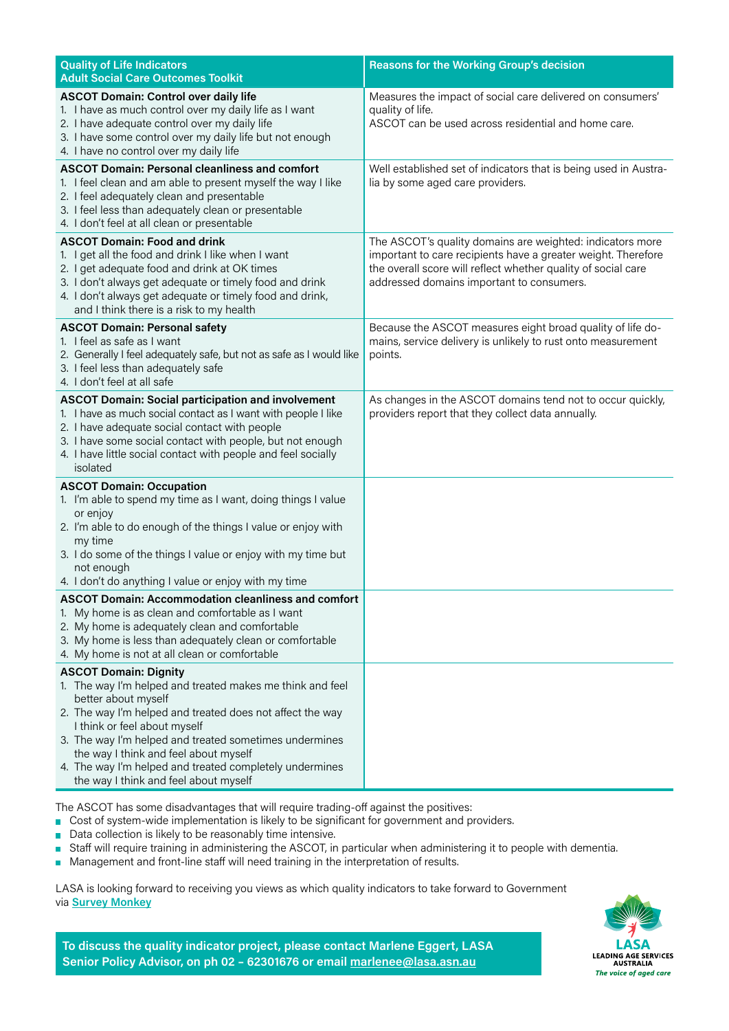| Quality of Life Indicators<br>Adult Social Care Outcomes Toolkit | Reasons for the Working Group's decision |
| --- | --- |
| **ASCOT Domain: Control over daily life**<br>1. I have as much control over my daily life as I want<br>2. I have adequate control over my daily life<br>3. I have some control over my daily life but not enough<br>4. I have no control over my daily life | Measures the impact of social care delivered on consumers' quality of life.<br>ASCOT can be used across residential and home care. |
| **ASCOT Domain: Personal cleanliness and comfort**<br>1. I feel clean and am able to present myself the way I like<br>2. I feel adequately clean and presentable<br>3. I feel less than adequately clean or presentable<br>4. I don't feel at all clean or presentable | Well established set of indicators that is being used in Australia by some aged care providers. |
| **ASCOT Domain: Food and drink**<br>1. I get all the food and drink I like when I want<br>2. I get adequate food and drink at OK times<br>3. I don't always get adequate or timely food and drink<br>4. I don't always get adequate or timely food and drink, and I think there is a risk to my health | The ASCOT's quality domains are weighted: indicators more important to care recipients have a greater weight. Therefore the overall score will reflect whether quality of social care addressed domains important to consumers. |
| **ASCOT Domain: Personal safety**<br>1. I feel as safe as I want<br>2. Generally I feel adequately safe, but not as safe as I would like<br>3. I feel less than adequately safe<br>4. I don't feel at all safe | Because the ASCOT measures eight broad quality of life domains, service delivery is unlikely to rust onto measurement points. |
| **ASCOT Domain: Social participation and involvement**<br>1. I have as much social contact as I want with people I like<br>2. I have adequate social contact with people<br>3. I have some social contact with people, but not enough<br>4. I have little social contact with people and feel socially isolated | As changes in the ASCOT domains tend not to occur quickly, providers report that they collect data annually. |
| **ASCOT Domain: Occupation**<br>1. I'm able to spend my time as I want, doing things I value or enjoy<br>2. I'm able to do enough of the things I value or enjoy with my time<br>3. I do some of the things I value or enjoy with my time but not enough<br>4. I don't do anything I value or enjoy with my time | |
| **ASCOT Domain: Accommodation cleanliness and comfort**<br>1. My home is as clean and comfortable as I want<br>2. My home is adequately clean and comfortable<br>3. My home is less than adequately clean or comfortable<br>4. My home is not at all clean or comfortable | |
| **ASCOT Domain: Dignity**<br>1. The way I'm helped and treated makes me think and feel better about myself<br>2. The way I'm helped and treated does not affect the way I think or feel about myself<br>3. The way I'm helped and treated sometimes undermines the way I think and feel about myself<br>4. The way I'm helped and treated completely undermines the way I think and feel about myself | |

The ASCOT has some disadvantages that will require trading-off against the positives:

- Cost of system-wide implementation is likely to be significant for government and providers.
- Data collection is likely to be reasonably time intensive.
- Staff will require training in administering the ASCOT, in particular when administering it to people with dementia.
- Management and front-line staff will need training in the interpretation of results.

LASA is looking forward to receiving you views as which quality indicators to take forward to Government via **Survey Monkey**

**To discuss the quality indicator project, please contact Marlene Eggert, LASA Senior Policy Advisor, on ph 02 – 62301676 or email marlenee@lasa.asn.au**

LASA
LEADING AGE SERVICES AUSTRALIA
*The voice of aged care*